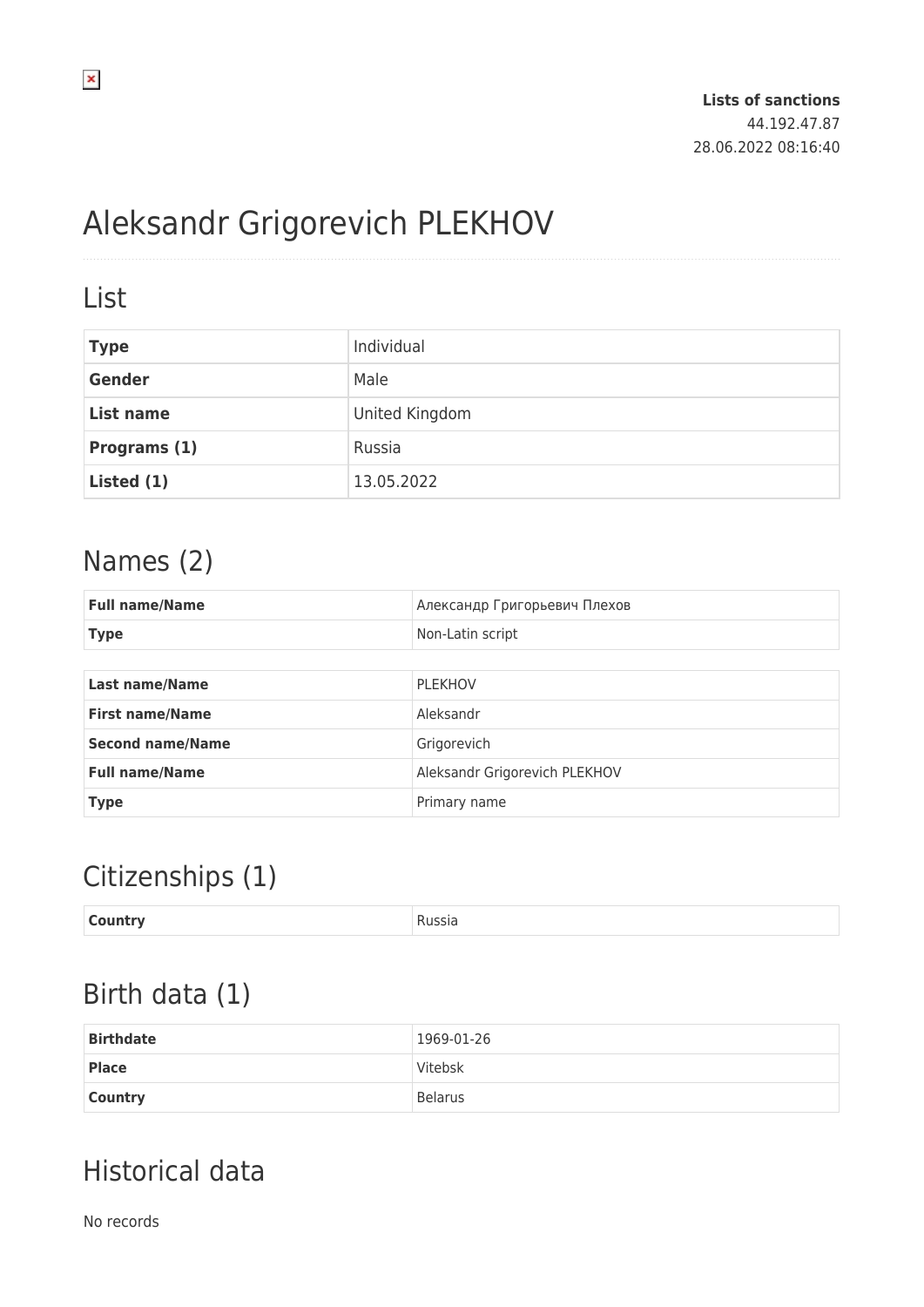**Lists of sanctions**
44.192.47.87
28.06.2022 08:16:40

# Aleksandr Grigorevich PLEKHOV

## List

| | |
|---|---|
| **Type** | Individual |
| **Gender** | Male |
| **List name** | United Kingdom |
| **Programs (1)** | Russia |
| **Listed (1)** | 13.05.2022 |

## Names (2)

| | |
|---|---|
| **Full name/Name** | Александр Григорьевич Плехов |
| **Type** | Non-Latin script |

| | |
|---|---|
| **Last name/Name** | PLEKHOV |
| **First name/Name** | Aleksandr |
| **Second name/Name** | Grigorevich |
| **Full name/Name** | Aleksandr Grigorevich PLEKHOV |
| **Type** | Primary name |

## Citizenships (1)

| | |
|---|---|
| **Country** | Russia |

## Birth data (1)

| | |
|---|---|
| **Birthdate** | 1969-01-26 |
| **Place** | Vitebsk |
| **Country** | Belarus |

## Historical data

No records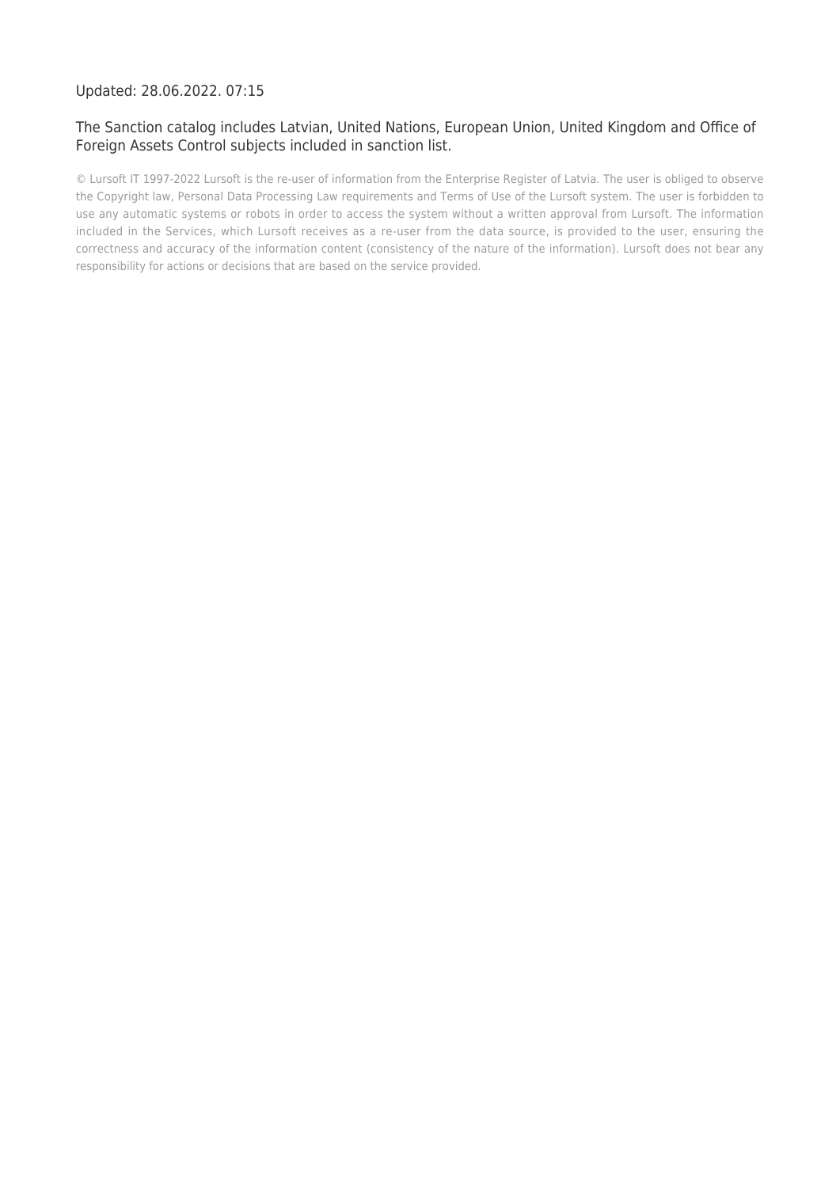Updated: 28.06.2022. 07:15

The Sanction catalog includes Latvian, United Nations, European Union, United Kingdom and Office of Foreign Assets Control subjects included in sanction list.

© Lursoft IT 1997-2022 Lursoft is the re-user of information from the Enterprise Register of Latvia. The user is obliged to observe the Copyright law, Personal Data Processing Law requirements and Terms of Use of the Lursoft system. The user is forbidden to use any automatic systems or robots in order to access the system without a written approval from Lursoft. The information included in the Services, which Lursoft receives as a re-user from the data source, is provided to the user, ensuring the correctness and accuracy of the information content (consistency of the nature of the information). Lursoft does not bear any responsibility for actions or decisions that are based on the service provided.